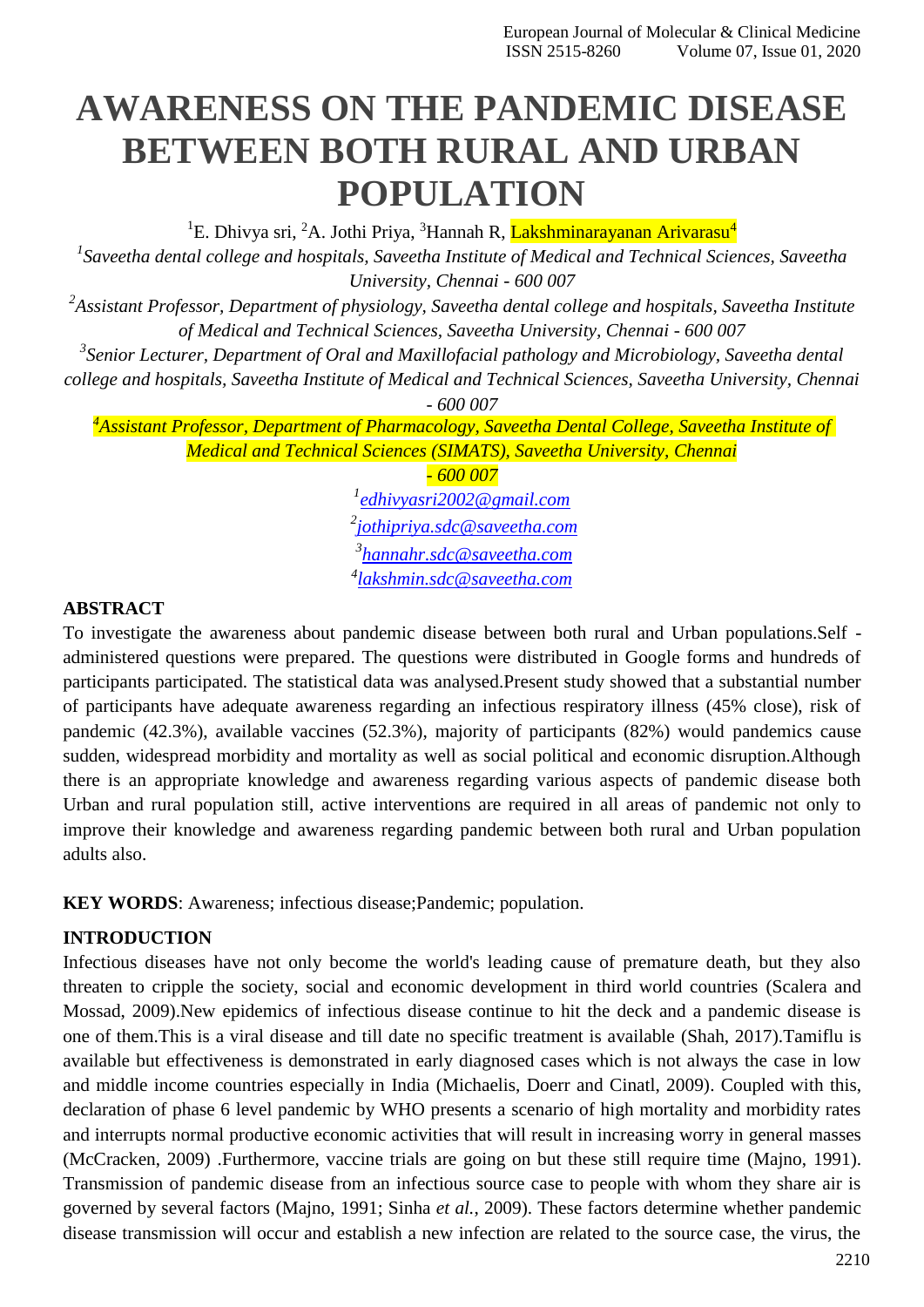# AWARENESS ON THE PANDEMIC DISEASE BETWEEN BOTH RURAL AND URBAN POPULATION

[1]E. Dhivya sri, [2]A. Jothi Priya, [3]Hannah R, Lakshminarayanan Arivarasu[4]

[1]*Saveetha dental college and hospitals, Saveetha Institute of Medical and Technical Sciences, Saveetha University, Chennai - 600 007*

[2]*Assistant Professor, Department of physiology, Saveetha dental college and hospitals, Saveetha Institute of Medical and Technical Sciences, Saveetha University, Chennai - 600 007*

[3]*Senior Lecturer, Department of Oral and Maxillofacial pathology and Microbiology, Saveetha dental college and hospitals, Saveetha Institute of Medical and Technical Sciences, Saveetha University, Chennai - 600 007*

[4]*Assistant Professor, Department of Pharmacology, Saveetha Dental College, Saveetha Institute of Medical and Technical Sciences (SIMATS), Saveetha University, Chennai - 600 007*

[1]edhivyasri2002@gmail.com
[2]jothipriya.sdc@saveetha.com
[3]hannahr.sdc@saveetha.com
[4]lakshmin.sdc@saveetha.com

## ABSTRACT

To investigate the awareness about pandemic disease between both rural and Urban populations.Self - administered questions were prepared. The questions were distributed in Google forms and hundreds of participants participated. The statistical data was analysed.Present study showed that a substantial number of participants have adequate awareness regarding an infectious respiratory illness (45% close), risk of pandemic (42.3%), available vaccines (52.3%), majority of participants (82%) would pandemics cause sudden, widespread morbidity and mortality as well as social political and economic disruption.Although there is an appropriate knowledge and awareness regarding various aspects of pandemic disease both Urban and rural population still, active interventions are required in all areas of pandemic not only to improve their knowledge and awareness regarding pandemic between both rural and Urban population adults also.

**KEY WORDS**: Awareness; infectious disease;Pandemic; population.

## INTRODUCTION

Infectious diseases have not only become the world's leading cause of premature death, but they also threaten to cripple the society, social and economic development in third world countries (Scalera and Mossad, 2009).New epidemics of infectious disease continue to hit the deck and a pandemic disease is one of them.This is a viral disease and till date no specific treatment is available (Shah, 2017).Tamiflu is available but effectiveness is demonstrated in early diagnosed cases which is not always the case in low and middle income countries especially in India (Michaelis, Doerr and Cinatl, 2009). Coupled with this, declaration of phase 6 level pandemic by WHO presents a scenario of high mortality and morbidity rates and interrupts normal productive economic activities that will result in increasing worry in general masses (McCracken, 2009) .Furthermore, vaccine trials are going on but these still require time (Majno, 1991). Transmission of pandemic disease from an infectious source case to people with whom they share air is governed by several factors (Majno, 1991; Sinha *et al.*, 2009). These factors determine whether pandemic disease transmission will occur and establish a new infection are related to the source case, the virus, the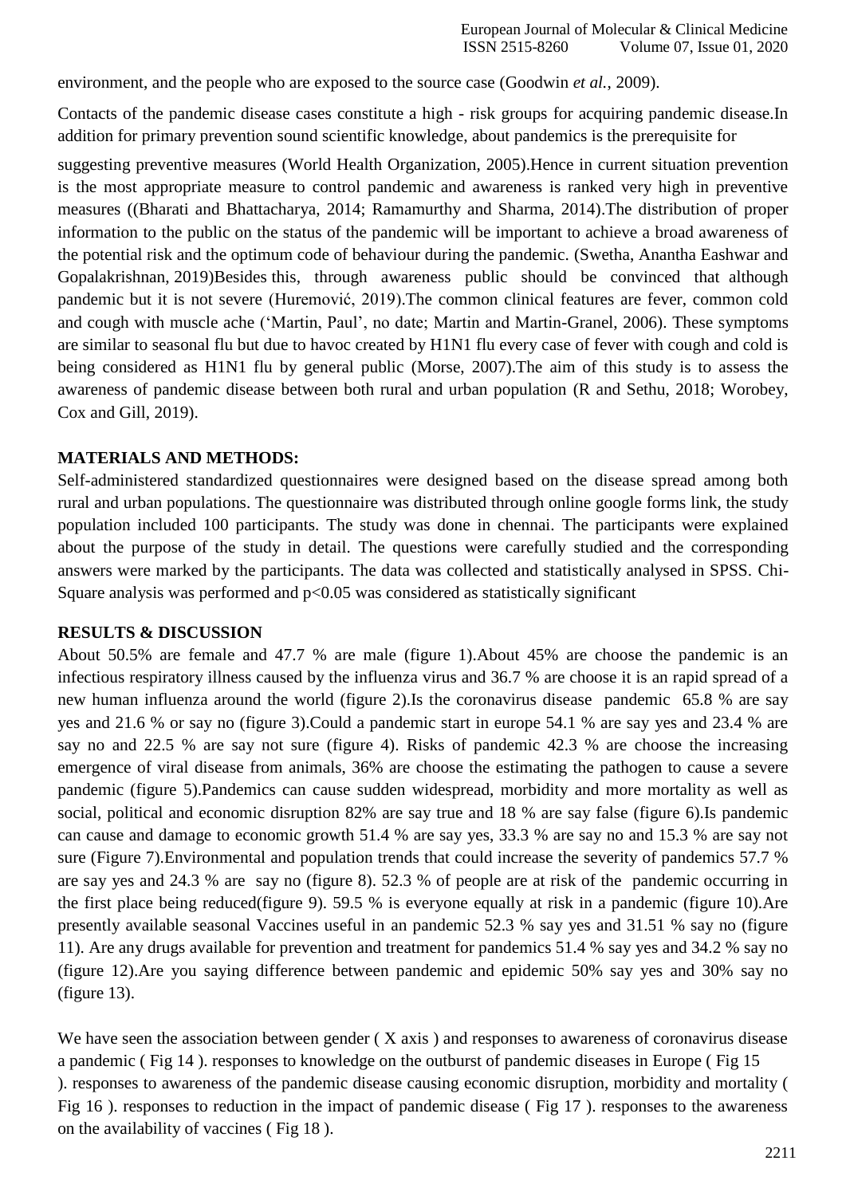environment, and the people who are exposed to the source case (Goodwin *et al.*, 2009).

Contacts of the pandemic disease cases constitute a high - risk groups for acquiring pandemic disease.In addition for primary prevention sound scientific knowledge, about pandemics is the prerequisite for suggesting preventive measures (World Health Organization, 2005).Hence in current situation prevention is the most appropriate measure to control pandemic and awareness is ranked very high in preventive measures ((Bharati and Bhattacharya, 2014; Ramamurthy and Sharma, 2014).The distribution of proper information to the public on the status of the pandemic will be important to achieve a broad awareness of the potential risk and the optimum code of behaviour during the pandemic. (Swetha, Anantha Eashwar and Gopalakrishnan, 2019)Besides this, through awareness public should be convinced that although pandemic but it is not severe (Huremović, 2019).The common clinical features are fever, common cold and cough with muscle ache ('Martin, Paul', no date; Martin and Martin-Granel, 2006). These symptoms are similar to seasonal flu but due to havoc created by H1N1 flu every case of fever with cough and cold is being considered as H1N1 flu by general public (Morse, 2007).The aim of this study is to assess the awareness of pandemic disease between both rural and urban population (R and Sethu, 2018; Worobey, Cox and Gill, 2019).

## MATERIALS AND METHODS:

Self-administered standardized questionnaires were designed based on the disease spread among both rural and urban populations. The questionnaire was distributed through online google forms link, the study population included 100 participants. The study was done in chennai. The participants were explained about the purpose of the study in detail. The questions were carefully studied and the corresponding answers were marked by the participants. The data was collected and statistically analysed in SPSS. Chi-Square analysis was performed and $p<0.05$ was considered as statistically significant

## RESULTS & DISCUSSION

About 50.5% are female and 47.7 % are male (figure 1).About 45% are choose the pandemic is an infectious respiratory illness caused by the influenza virus and 36.7 % are choose it is an rapid spread of a new human influenza around the world (figure 2).Is the coronavirus disease pandemic 65.8 % are say yes and 21.6 % or say no (figure 3).Could a pandemic start in europe 54.1 % are say yes and 23.4 % are say no and 22.5 % are say not sure (figure 4). Risks of pandemic 42.3 % are choose the increasing emergence of viral disease from animals, 36% are choose the estimating the pathogen to cause a severe pandemic (figure 5).Pandemics can cause sudden widespread, morbidity and more mortality as well as social, political and economic disruption 82% are say true and 18 % are say false (figure 6).Is pandemic can cause and damage to economic growth 51.4 % are say yes, 33.3 % are say no and 15.3 % are say not sure (Figure 7).Environmental and population trends that could increase the severity of pandemics 57.7 % are say yes and 24.3 % are say no (figure 8). 52.3 % of people are at risk of the pandemic occurring in the first place being reduced(figure 9). 59.5 % is everyone equally at risk in a pandemic (figure 10).Are presently available seasonal Vaccines useful in an pandemic 52.3 % say yes and 31.51 % say no (figure 11). Are any drugs available for prevention and treatment for pandemics 51.4 % say yes and 34.2 % say no (figure 12).Are you saying difference between pandemic and epidemic 50% say yes and 30% say no (figure 13).

We have seen the association between gender ( X axis ) and responses to awareness of coronavirus disease a pandemic ( Fig 14 ). responses to knowledge on the outburst of pandemic diseases in Europe ( Fig 15 ). responses to awareness of the pandemic disease causing economic disruption, morbidity and mortality ( Fig 16 ). responses to reduction in the impact of pandemic disease ( Fig 17 ). responses to the awareness on the availability of vaccines ( Fig 18 ).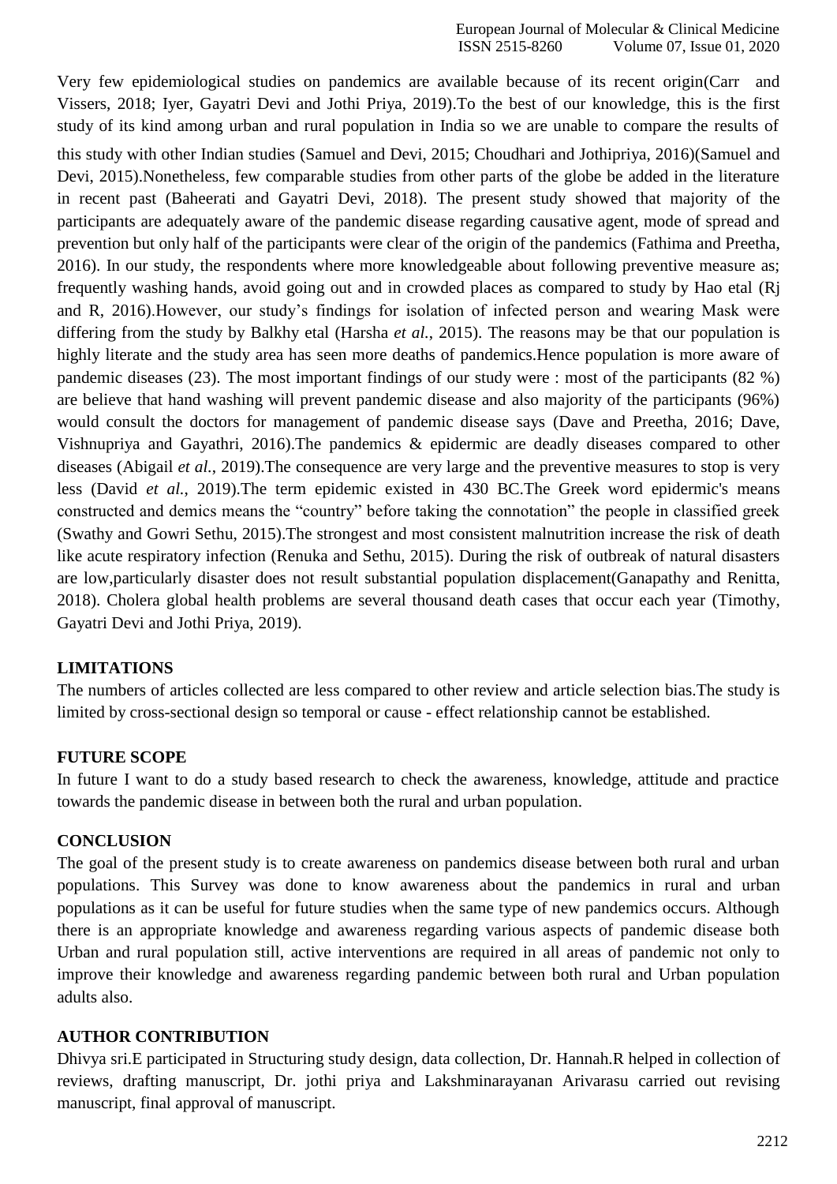Very few epidemiological studies on pandemics are available because of its recent origin(Carr and Vissers, 2018; Iyer, Gayatri Devi and Jothi Priya, 2019).To the best of our knowledge, this is the first study of its kind among urban and rural population in India so we are unable to compare the results of this study with other Indian studies (Samuel and Devi, 2015; Choudhari and Jothipriya, 2016)(Samuel and Devi, 2015).Nonetheless, few comparable studies from other parts of the globe be added in the literature in recent past (Baheerati and Gayatri Devi, 2018). The present study showed that majority of the participants are adequately aware of the pandemic disease regarding causative agent, mode of spread and prevention but only half of the participants were clear of the origin of the pandemics (Fathima and Preetha, 2016). In our study, the respondents where more knowledgeable about following preventive measure as; frequently washing hands, avoid going out and in crowded places as compared to study by Hao etal (Rj and R, 2016).However, our study's findings for isolation of infected person and wearing Mask were differing from the study by Balkhy etal (Harsha *et al.*, 2015). The reasons may be that our population is highly literate and the study area has seen more deaths of pandemics.Hence population is more aware of pandemic diseases (23). The most important findings of our study were : most of the participants (82 %) are believe that hand washing will prevent pandemic disease and also majority of the participants (96%) would consult the doctors for management of pandemic disease says (Dave and Preetha, 2016; Dave, Vishnupriya and Gayathri, 2016).The pandemics & epidermic are deadly diseases compared to other diseases (Abigail *et al.*, 2019).The consequence are very large and the preventive measures to stop is very less (David *et al.*, 2019).The term epidemic existed in 430 BC.The Greek word epidermic's means constructed and demics means the "country" before taking the connotation" the people in classified greek (Swathy and Gowri Sethu, 2015).The strongest and most consistent malnutrition increase the risk of death like acute respiratory infection (Renuka and Sethu, 2015). During the risk of outbreak of natural disasters are low,particularly disaster does not result substantial population displacement(Ganapathy and Renitta, 2018). Cholera global health problems are several thousand death cases that occur each year (Timothy, Gayatri Devi and Jothi Priya, 2019).

## LIMITATIONS

The numbers of articles collected are less compared to other review and article selection bias.The study is limited by cross-sectional design so temporal or cause - effect relationship cannot be established.

## FUTURE SCOPE

In future I want to do a study based research to check the awareness, knowledge, attitude and practice towards the pandemic disease in between both the rural and urban population.

## CONCLUSION

The goal of the present study is to create awareness on pandemics disease between both rural and urban populations. This Survey was done to know awareness about the pandemics in rural and urban populations as it can be useful for future studies when the same type of new pandemics occurs. Although there is an appropriate knowledge and awareness regarding various aspects of pandemic disease both Urban and rural population still, active interventions are required in all areas of pandemic not only to improve their knowledge and awareness regarding pandemic between both rural and Urban population adults also.

## AUTHOR CONTRIBUTION

Dhivya sri.E participated in Structuring study design, data collection, Dr. Hannah.R helped in collection of reviews, drafting manuscript, Dr. jothi priya and Lakshminarayanan Arivarasu carried out revising manuscript, final approval of manuscript.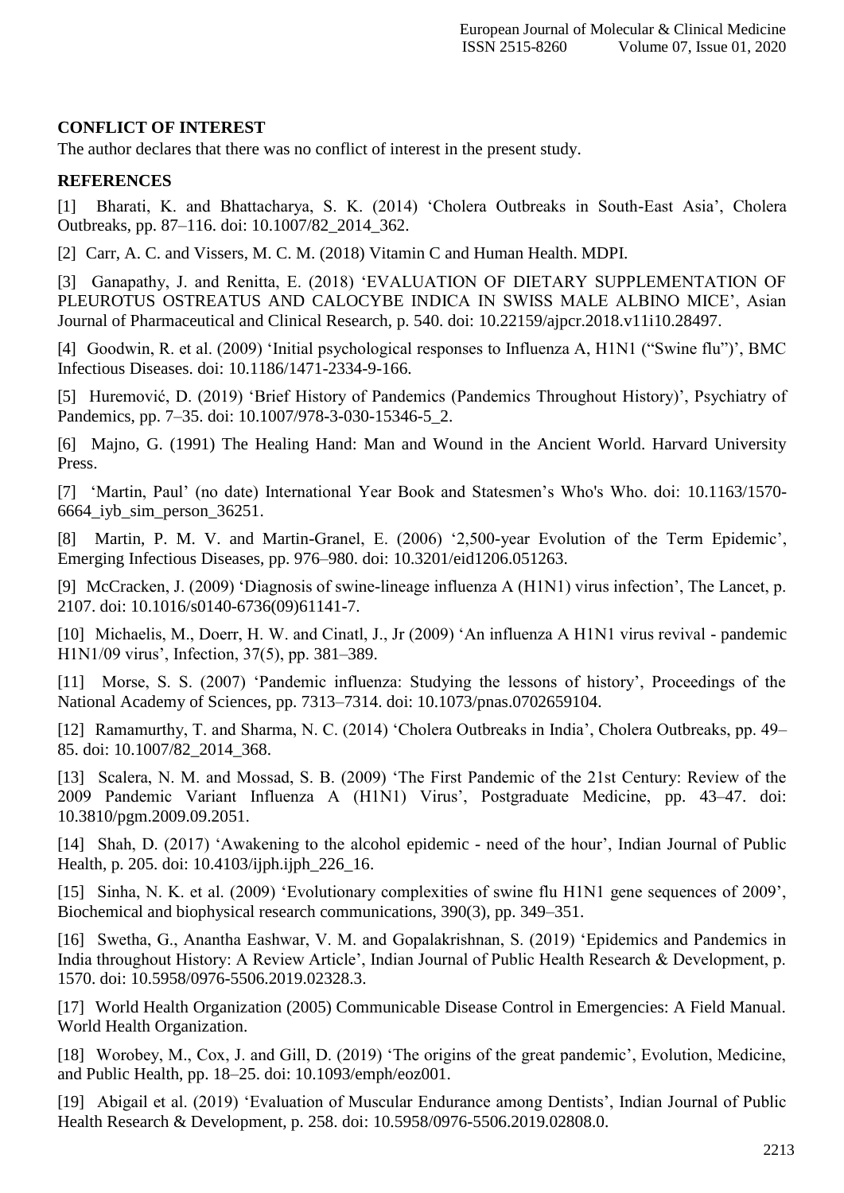## CONFLICT OF INTEREST

The author declares that there was no conflict of interest in the present study.

## REFERENCES

[1] Bharati, K. and Bhattacharya, S. K. (2014) 'Cholera Outbreaks in South-East Asia', Cholera Outbreaks, pp. 87–116. doi: 10.1007/82_2014_362.

[2] Carr, A. C. and Vissers, M. C. M. (2018) Vitamin C and Human Health. MDPI.

[3] Ganapathy, J. and Renitta, E. (2018) 'EVALUATION OF DIETARY SUPPLEMENTATION OF PLEUROTUS OSTREATUS AND CALOCYBE INDICA IN SWISS MALE ALBINO MICE', Asian Journal of Pharmaceutical and Clinical Research, p. 540. doi: 10.22159/ajpcr.2018.v11i10.28497.

[4] Goodwin, R. et al. (2009) 'Initial psychological responses to Influenza A, H1N1 ("Swine flu")', BMC Infectious Diseases. doi: 10.1186/1471-2334-9-166.

[5] Huremović, D. (2019) 'Brief History of Pandemics (Pandemics Throughout History)', Psychiatry of Pandemics, pp. 7–35. doi: 10.1007/978-3-030-15346-5_2.

[6] Majno, G. (1991) The Healing Hand: Man and Wound in the Ancient World. Harvard University Press.

[7] 'Martin, Paul' (no date) International Year Book and Statesmen's Who's Who. doi: 10.1163/1570-6664_iyb_sim_person_36251.

[8] Martin, P. M. V. and Martin-Granel, E. (2006) '2,500-year Evolution of the Term Epidemic', Emerging Infectious Diseases, pp. 976–980. doi: 10.3201/eid1206.051263.

[9] McCracken, J. (2009) 'Diagnosis of swine-lineage influenza A (H1N1) virus infection', The Lancet, p. 2107. doi: 10.1016/s0140-6736(09)61141-7.

[10] Michaelis, M., Doerr, H. W. and Cinatl, J., Jr (2009) 'An influenza A H1N1 virus revival - pandemic H1N1/09 virus', Infection, 37(5), pp. 381–389.

[11] Morse, S. S. (2007) 'Pandemic influenza: Studying the lessons of history', Proceedings of the National Academy of Sciences, pp. 7313–7314. doi: 10.1073/pnas.0702659104.

[12] Ramamurthy, T. and Sharma, N. C. (2014) 'Cholera Outbreaks in India', Cholera Outbreaks, pp. 49–85. doi: 10.1007/82_2014_368.

[13] Scalera, N. M. and Mossad, S. B. (2009) 'The First Pandemic of the 21st Century: Review of the 2009 Pandemic Variant Influenza A (H1N1) Virus', Postgraduate Medicine, pp. 43–47. doi: 10.3810/pgm.2009.09.2051.

[14] Shah, D. (2017) 'Awakening to the alcohol epidemic - need of the hour', Indian Journal of Public Health, p. 205. doi: 10.4103/ijph.ijph_226_16.

[15] Sinha, N. K. et al. (2009) 'Evolutionary complexities of swine flu H1N1 gene sequences of 2009', Biochemical and biophysical research communications, 390(3), pp. 349–351.

[16] Swetha, G., Anantha Eashwar, V. M. and Gopalakrishnan, S. (2019) 'Epidemics and Pandemics in India throughout History: A Review Article', Indian Journal of Public Health Research & Development, p. 1570. doi: 10.5958/0976-5506.2019.02328.3.

[17] World Health Organization (2005) Communicable Disease Control in Emergencies: A Field Manual. World Health Organization.

[18] Worobey, M., Cox, J. and Gill, D. (2019) 'The origins of the great pandemic', Evolution, Medicine, and Public Health, pp. 18–25. doi: 10.1093/emph/eoz001.

[19] Abigail et al. (2019) 'Evaluation of Muscular Endurance among Dentists', Indian Journal of Public Health Research & Development, p. 258. doi: 10.5958/0976-5506.2019.02808.0.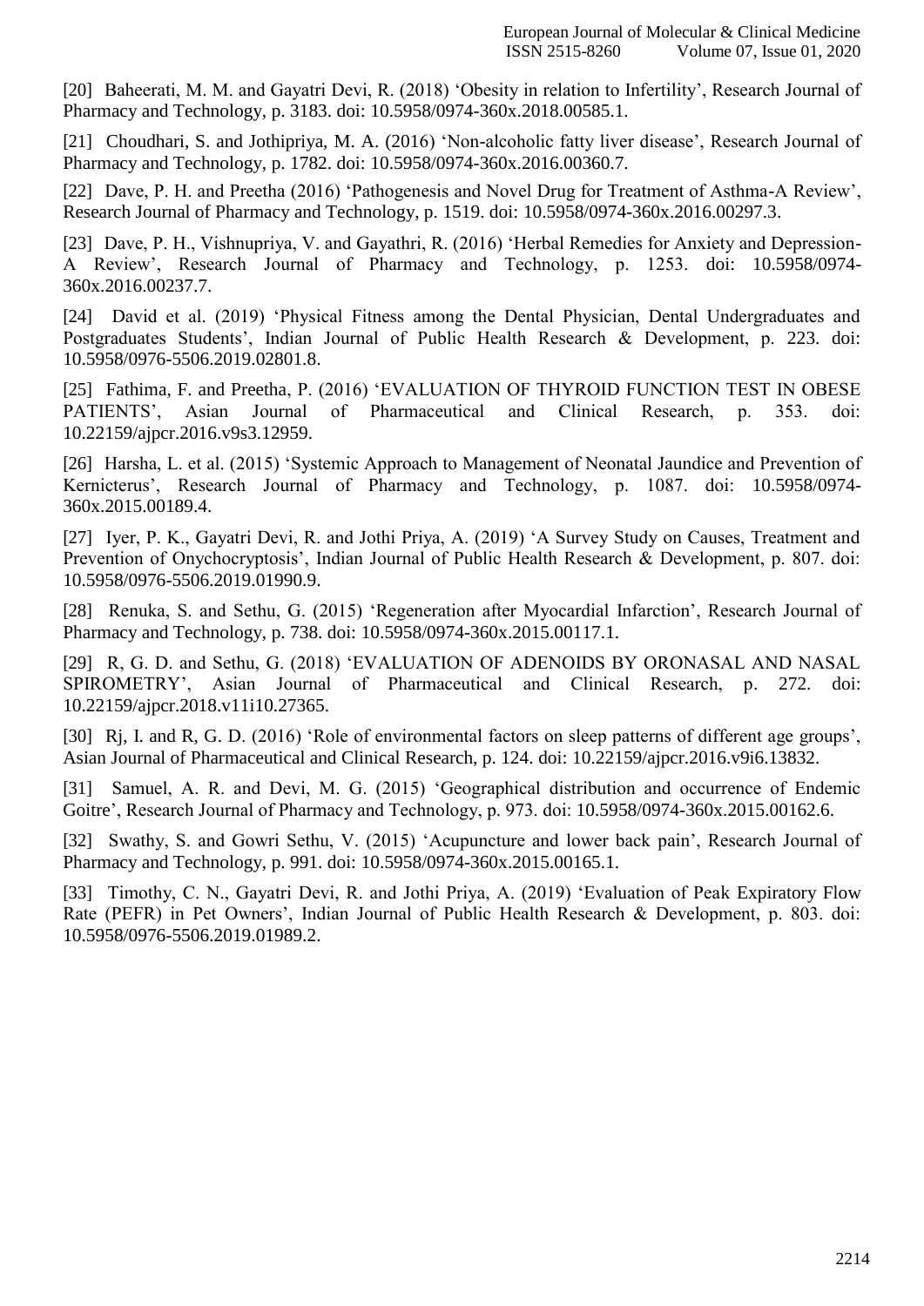[20] Baheerati, M. M. and Gayatri Devi, R. (2018) 'Obesity in relation to Infertility', Research Journal of Pharmacy and Technology, p. 3183. doi: 10.5958/0974-360x.2018.00585.1.

[21] Choudhari, S. and Jothipriya, M. A. (2016) 'Non-alcoholic fatty liver disease', Research Journal of Pharmacy and Technology, p. 1782. doi: 10.5958/0974-360x.2016.00360.7.

[22] Dave, P. H. and Preetha (2016) 'Pathogenesis and Novel Drug for Treatment of Asthma-A Review', Research Journal of Pharmacy and Technology, p. 1519. doi: 10.5958/0974-360x.2016.00297.3.

[23] Dave, P. H., Vishnupriya, V. and Gayathri, R. (2016) 'Herbal Remedies for Anxiety and Depression-A Review', Research Journal of Pharmacy and Technology, p. 1253. doi: 10.5958/0974-360x.2016.00237.7.

[24] David et al. (2019) 'Physical Fitness among the Dental Physician, Dental Undergraduates and Postgraduates Students', Indian Journal of Public Health Research & Development, p. 223. doi: 10.5958/0976-5506.2019.02801.8.

[25] Fathima, F. and Preetha, P. (2016) 'EVALUATION OF THYROID FUNCTION TEST IN OBESE PATIENTS', Asian Journal of Pharmaceutical and Clinical Research, p. 353. doi: 10.22159/ajpcr.2016.v9s3.12959.

[26] Harsha, L. et al. (2015) 'Systemic Approach to Management of Neonatal Jaundice and Prevention of Kernicterus', Research Journal of Pharmacy and Technology, p. 1087. doi: 10.5958/0974-360x.2015.00189.4.

[27] Iyer, P. K., Gayatri Devi, R. and Jothi Priya, A. (2019) 'A Survey Study on Causes, Treatment and Prevention of Onychocryptosis', Indian Journal of Public Health Research & Development, p. 807. doi: 10.5958/0976-5506.2019.01990.9.

[28] Renuka, S. and Sethu, G. (2015) 'Regeneration after Myocardial Infarction', Research Journal of Pharmacy and Technology, p. 738. doi: 10.5958/0974-360x.2015.00117.1.

[29] R, G. D. and Sethu, G. (2018) 'EVALUATION OF ADENOIDS BY ORONASAL AND NASAL SPIROMETRY', Asian Journal of Pharmaceutical and Clinical Research, p. 272. doi: 10.22159/ajpcr.2018.v11i10.27365.

[30] Rj, I. and R, G. D. (2016) 'Role of environmental factors on sleep patterns of different age groups', Asian Journal of Pharmaceutical and Clinical Research, p. 124. doi: 10.22159/ajpcr.2016.v9i6.13832.

[31] Samuel, A. R. and Devi, M. G. (2015) 'Geographical distribution and occurrence of Endemic Goitre', Research Journal of Pharmacy and Technology, p. 973. doi: 10.5958/0974-360x.2015.00162.6.

[32] Swathy, S. and Gowri Sethu, V. (2015) 'Acupuncture and lower back pain', Research Journal of Pharmacy and Technology, p. 991. doi: 10.5958/0974-360x.2015.00165.1.

[33] Timothy, C. N., Gayatri Devi, R. and Jothi Priya, A. (2019) 'Evaluation of Peak Expiratory Flow Rate (PEFR) in Pet Owners', Indian Journal of Public Health Research & Development, p. 803. doi: 10.5958/0976-5506.2019.01989.2.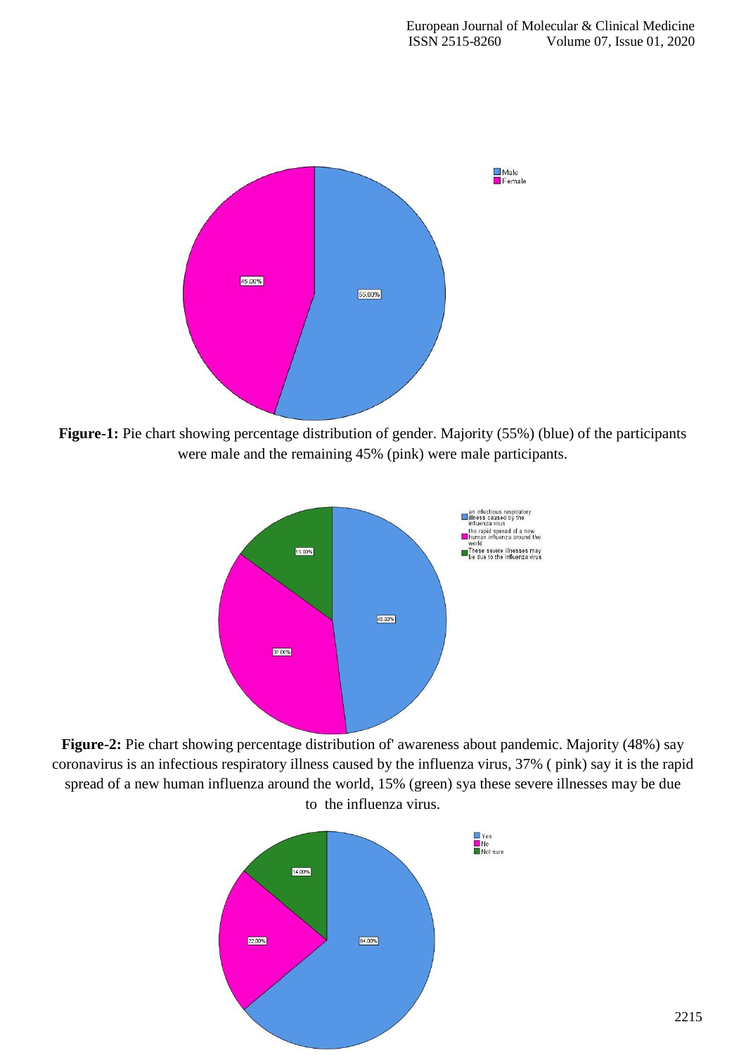**Figure-1:** Pie chart showing percentage distribution of gender. Majority (55%) (blue) of the participants were male and the remaining 45% (pink) were male participants.

**Figure-2:** Pie chart showing percentage distribution of' awareness about pandemic. Majority (48%) say coronavirus is an infectious respiratory illness caused by the influenza virus, 37% ( pink) say it is the rapid spread of a new human influenza around the world, 15% (green) sya these severe illnesses may be due to the influenza virus.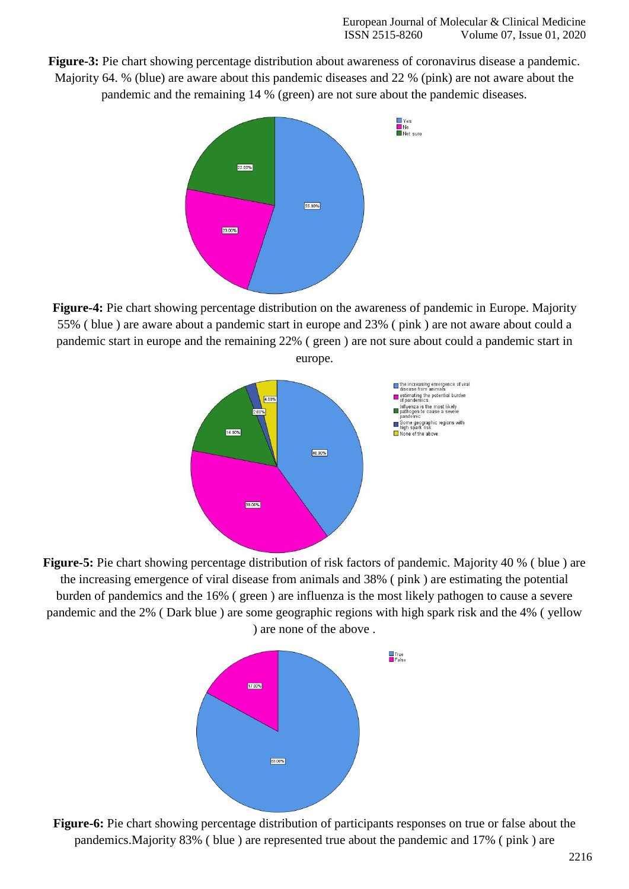**Figure-3:** Pie chart showing percentage distribution about awareness of coronavirus disease a pandemic. Majority 64. % (blue) are aware about this pandemic diseases and 22 % (pink) are not aware about the pandemic and the remaining 14 % (green) are not sure about the pandemic diseases.

**Figure-4:** Pie chart showing percentage distribution on the awareness of pandemic in Europe. Majority 55% ( blue ) are aware about a pandemic start in europe and 23% ( pink ) are not aware about could a pandemic start in europe and the remaining 22% ( green ) are not sure about could a pandemic start in europe.

**Figure-5:** Pie chart showing percentage distribution of risk factors of pandemic. Majority 40 % ( blue ) are the increasing emergence of viral disease from animals and 38% ( pink ) are estimating the potential burden of pandemics and the 16% ( green ) are influenza is the most likely pathogen to cause a severe pandemic and the 2% ( Dark blue ) are some geographic regions with high spark risk and the 4% ( yellow ) are none of the above .

**Figure-6:** Pie chart showing percentage distribution of participants responses on true or false about the pandemics.Majority 83% ( blue ) are represented true about the pandemic and 17% ( pink ) are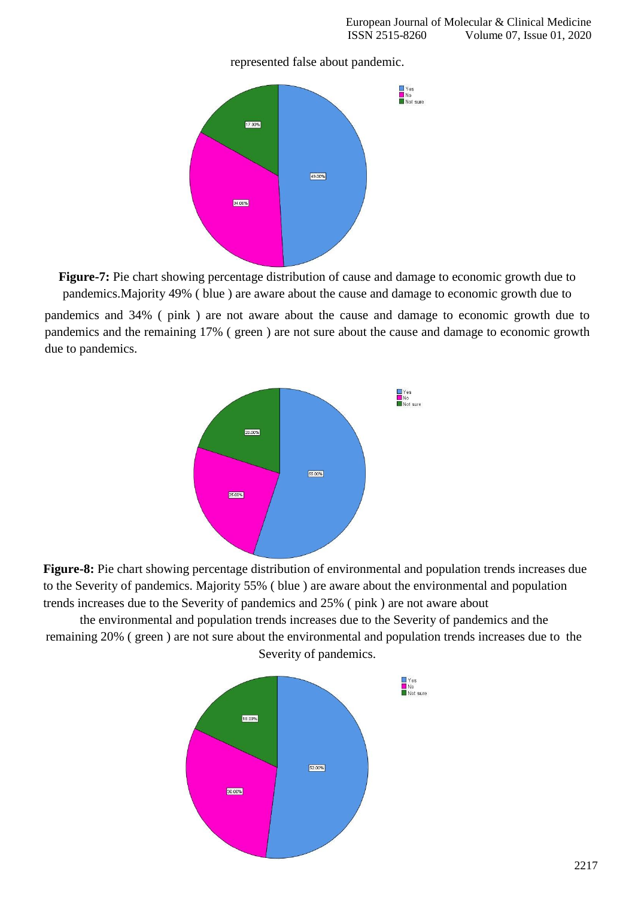represented false about pandemic.

**Figure-7:** Pie chart showing percentage distribution of cause and damage to economic growth due to pandemics.Majority 49% ( blue ) are aware about the cause and damage to economic growth due to pandemics and 34% ( pink ) are not aware about the cause and damage to economic growth due to pandemics and the remaining 17% ( green ) are not sure about the cause and damage to economic growth due to pandemics.

**Figure-8:** Pie chart showing percentage distribution of environmental and population trends increases due to the Severity of pandemics. Majority 55% ( blue ) are aware about the environmental and population trends increases due to the Severity of pandemics and 25% ( pink ) are not aware about the environmental and population trends increases due to the Severity of pandemics and the remaining 20% ( green ) are not sure about the environmental and population trends increases due to the Severity of pandemics.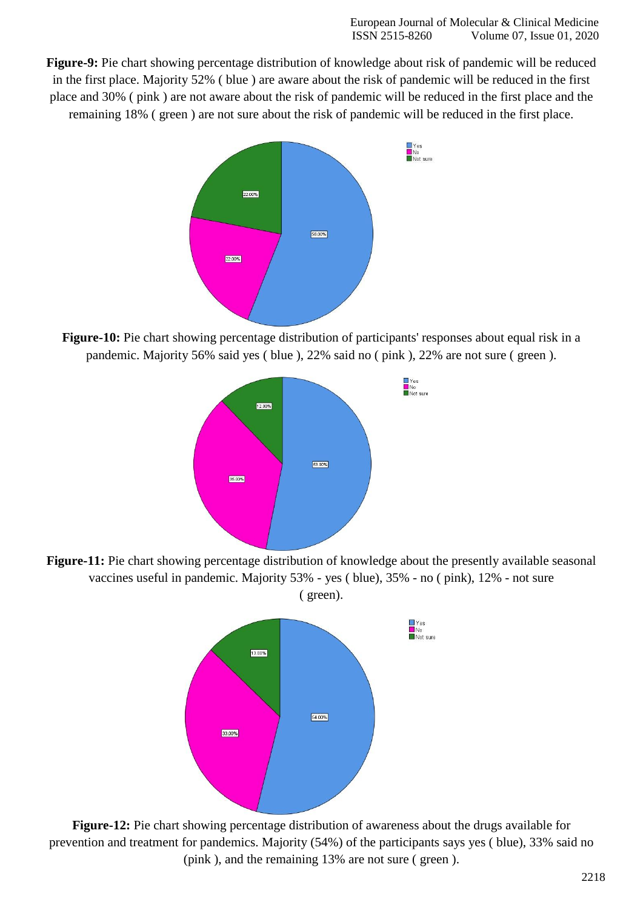**Figure-9:** Pie chart showing percentage distribution of knowledge about risk of pandemic will be reduced in the first place. Majority 52% ( blue ) are aware about the risk of pandemic will be reduced in the first place and 30% ( pink ) are not aware about the risk of pandemic will be reduced in the first place and the remaining 18% ( green ) are not sure about the risk of pandemic will be reduced in the first place.

**Figure-10:** Pie chart showing percentage distribution of participants' responses about equal risk in a pandemic. Majority 56% said yes ( blue ), 22% said no ( pink ), 22% are not sure ( green ).

**Figure-11:** Pie chart showing percentage distribution of knowledge about the presently available seasonal vaccines useful in pandemic. Majority 53% - yes ( blue), 35% - no ( pink), 12% - not sure ( green).

**Figure-12:** Pie chart showing percentage distribution of awareness about the drugs available for prevention and treatment for pandemics. Majority (54%) of the participants says yes ( blue), 33% said no (pink ), and the remaining 13% are not sure ( green ).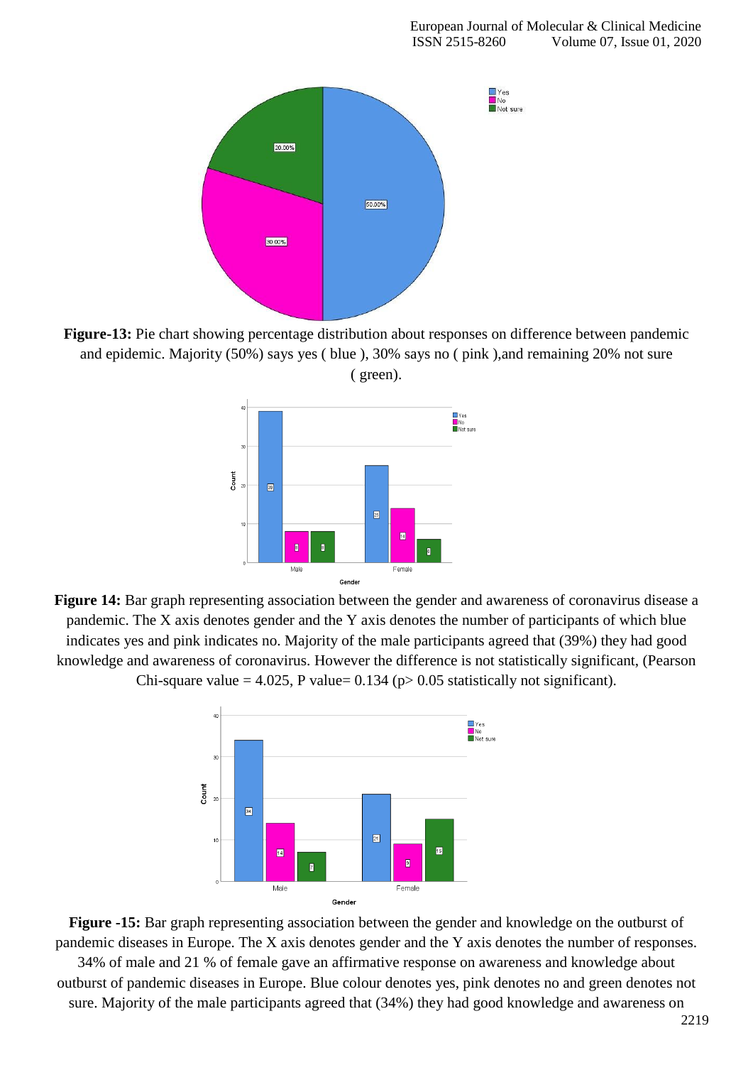**Figure-13:** Pie chart showing percentage distribution about responses on difference between pandemic and epidemic. Majority (50%) says yes ( blue ), 30% says no ( pink ),and remaining 20% not sure ( green).

**Figure 14:** Bar graph representing association between the gender and awareness of coronavirus disease a pandemic. The X axis denotes gender and the Y axis denotes the number of participants of which blue indicates yes and pink indicates no. Majority of the male participants agreed that (39%) they had good knowledge and awareness of coronavirus. However the difference is not statistically significant, (Pearson Chi-square value = 4.025, P value= 0.134 ($p > 0.05$ statistically not significant).

**Figure -15:** Bar graph representing association between the gender and knowledge on the outburst of pandemic diseases in Europe. The X axis denotes gender and the Y axis denotes the number of responses. 34% of male and 21 % of female gave an affirmative response on awareness and knowledge about outburst of pandemic diseases in Europe. Blue colour denotes yes, pink denotes no and green denotes not sure. Majority of the male participants agreed that (34%) they had good knowledge and awareness on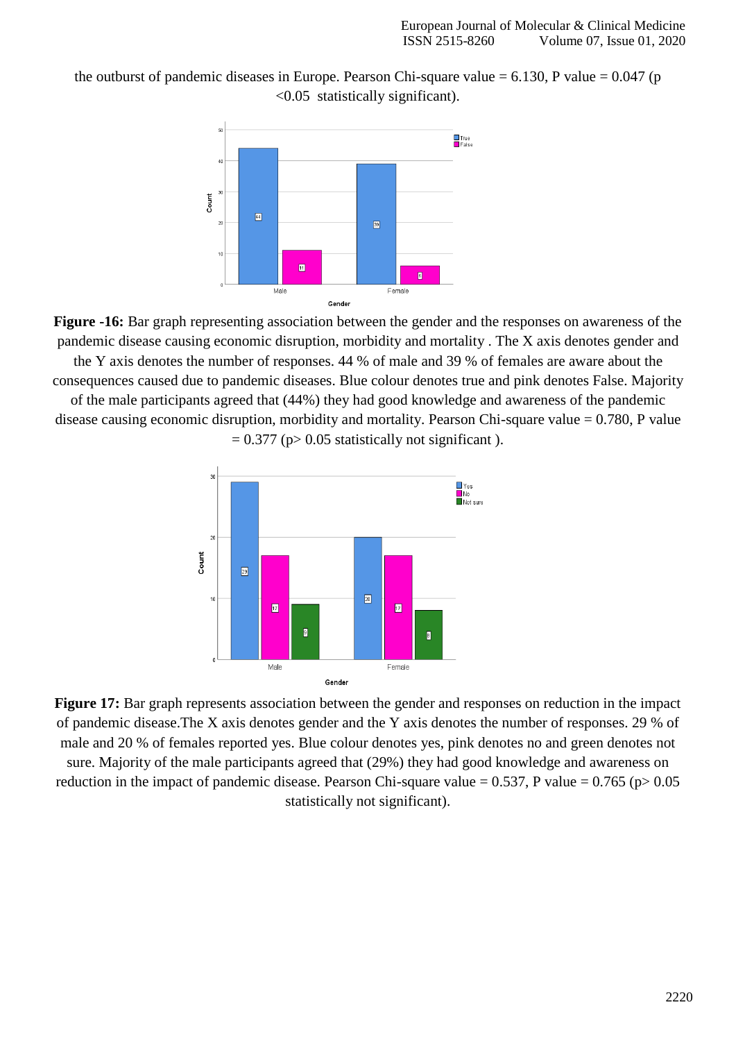the outburst of pandemic diseases in Europe. Pearson Chi-square value = 6.130, P value = 0.047 ($p < 0.05$ statistically significant).

**Figure -16:** Bar graph representing association between the gender and the responses on awareness of the pandemic disease causing economic disruption, morbidity and mortality . The X axis denotes gender and the Y axis denotes the number of responses. 44 % of male and 39 % of females are aware about the consequences caused due to pandemic diseases. Blue colour denotes true and pink denotes False. Majority of the male participants agreed that (44%) they had good knowledge and awareness of the pandemic disease causing economic disruption, morbidity and mortality. Pearson Chi-square value = 0.780, P value = 0.377 ($p > 0.05$ statistically not significant ).

**Figure 17:** Bar graph represents association between the gender and responses on reduction in the impact of pandemic disease.The X axis denotes gender and the Y axis denotes the number of responses. 29 % of male and 20 % of females reported yes. Blue colour denotes yes, pink denotes no and green denotes not sure. Majority of the male participants agreed that (29%) they had good knowledge and awareness on reduction in the impact of pandemic disease. Pearson Chi-square value = 0.537, P value = 0.765 ($p > 0.05$ statistically not significant).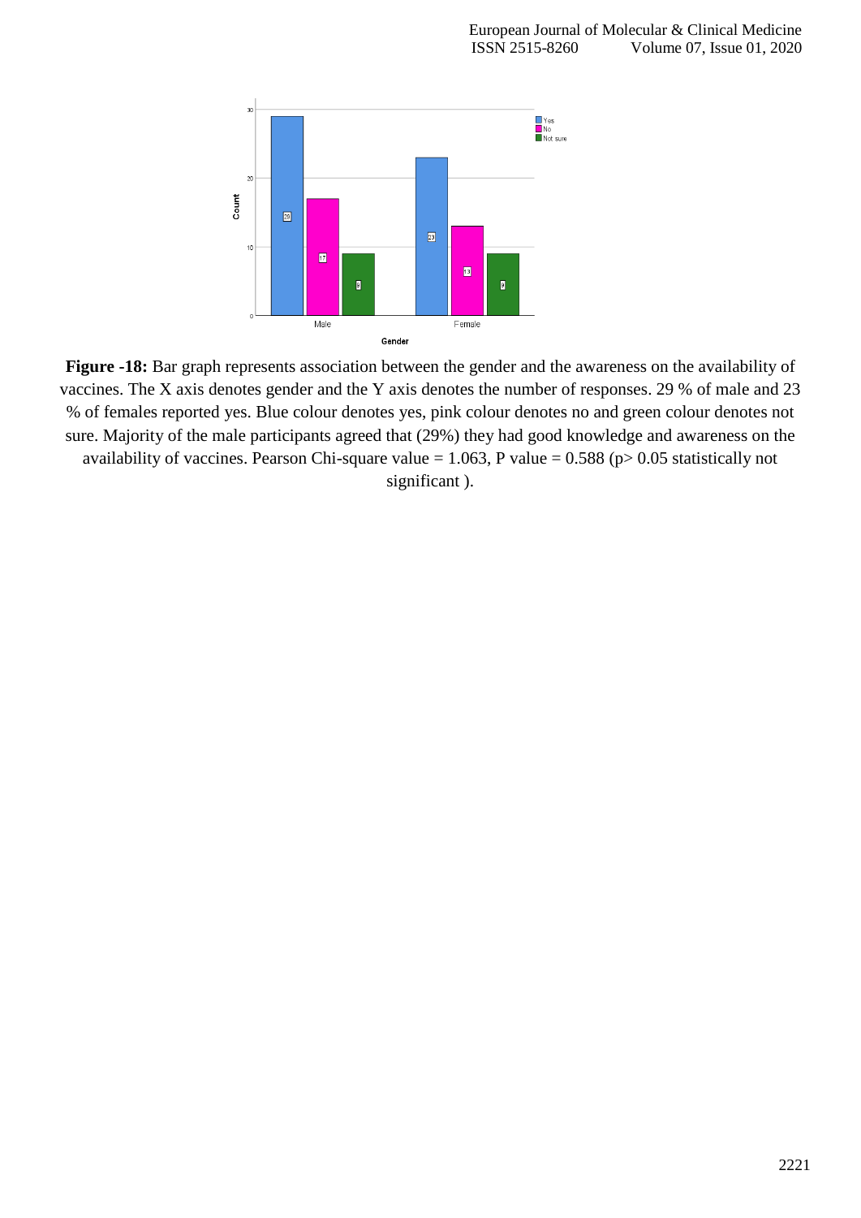30

20

Count

10

0

29

17

9

23

13

9

Yes

No

Not sure

Male

Female

Gender

**Figure -18:** Bar graph represents association between the gender and the awareness on the availability of vaccines. The X axis denotes gender and the Y axis denotes the number of responses. 29 % of male and 23 % of females reported yes. Blue colour denotes yes, pink colour denotes no and green colour denotes not sure. Majority of the male participants agreed that (29%) they had good knowledge and awareness on the availability of vaccines. Pearson Chi-square value = 1.063, P value = 0.588 ($p > 0.05$ statistically not significant ).